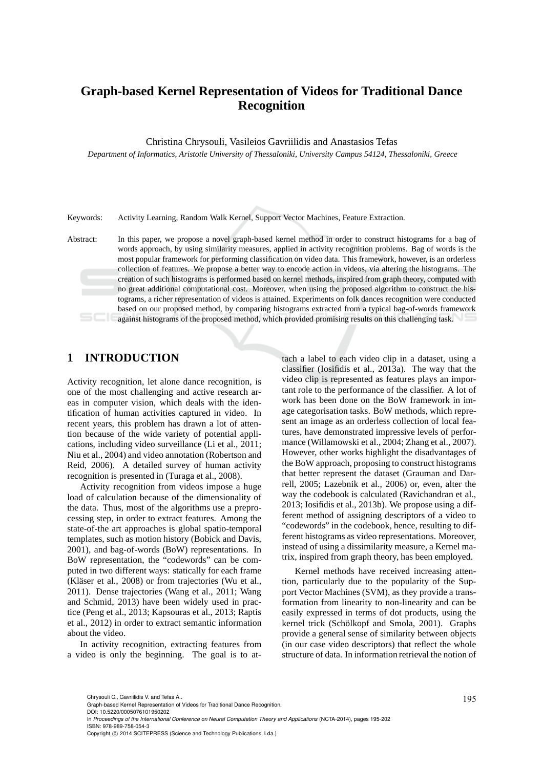// Graph-based Kernel Representation of Videos for Traditional Dance Recognition

Christina Chrysouli, Vasileios Gavriilidis and Anastasios Tefas

*Department of Informatics, Aristotle University of Thessaloniki, University Campus 54124, Thessaloniki, Greece*

Keywords: Activity Learning, Random Walk Kernel, Support Vector Machines, Feature Extraction.

Abstract: In this paper, we propose a novel graph-based kernel method in order to construct histograms for a bag of words approach, by using similarity measures, applied in activity recognition problems. Bag of words is the most popular framework for performing classification on video data. This framework, however, is an orderless collection of features. We propose a better way to encode action in videos, via altering the histograms. The creation of such histograms is performed based on kernel methods, inspired from graph theory, computed with no great additional computational cost. Moreover, when using the proposed algorithm to construct the histograms, a richer representation of videos is attained. Experiments on folk dances recognition were conducted based on our proposed method, by comparing histograms extracted from a typical bag-of-words framework against histograms of the proposed method, which provided promising results on this challenging task.

## 1 INTRODUCTION

Activity recognition, let alone dance recognition, is one of the most challenging and active research areas in computer vision, which deals with the identification of human activities captured in video. In recent years, this problem has drawn a lot of attention because of the wide variety of potential applications, including video surveillance (Li et al., 2011; Niu et al., 2004) and video annotation (Robertson and Reid, 2006). A detailed survey of human activity recognition is presented in (Turaga et al., 2008).

Activity recognition from videos impose a huge load of calculation because of the dimensionality of the data. Thus, most of the algorithms use a preprocessing step, in order to extract features. Among the state-of-the art approaches is global spatio-temporal templates, such as motion history (Bobick and Davis, 2001), and bag-of-words (BoW) representations. In BoW representation, the “codewords” can be computed in two different ways: statically for each frame (Kläser et al., 2008) or from trajectories (Wu et al., 2011). Dense trajectories (Wang et al., 2011; Wang and Schmid, 2013) have been widely used in practice (Peng et al., 2013; Kapsouras et al., 2013; Raptis et al., 2012) in order to extract semantic information about the video.

In activity recognition, extracting features from a video is only the beginning. The goal is to attach a label to each video clip in a dataset, using a classifier (Iosifidis et al., 2013a). The way that the video clip is represented as features plays an important role to the performance of the classifier. A lot of work has been done on the BoW framework in image categorisation tasks. BoW methods, which represent an image as an orderless collection of local features, have demonstrated impressive levels of performance (Willamowski et al., 2004; Zhang et al., 2007). However, other works highlight the disadvantages of the BoW approach, proposing to construct histograms that better represent the dataset (Grauman and Darrell, 2005; Lazebnik et al., 2006) or, even, alter the way the codebook is calculated (Ravichandran et al., 2013; Iosifidis et al., 2013b). We propose using a different method of assigning descriptors of a video to “codewords” in the codebook, hence, resulting to different histograms as video representations. Moreover, instead of using a dissimilarity measure, a Kernel matrix, inspired from graph theory, has been employed.

Kernel methods have received increasing attention, particularly due to the popularity of the Support Vector Machines (SVM), as they provide a transformation from linearity to non-linearity and can be easily expressed in terms of dot products, using the kernel trick (Schölkopf and Smola, 2001). Graphs provide a general sense of similarity between objects (in our case video descriptors) that reflect the whole structure of data. In information retrieval the notion of

Chrysouli C., Gavriilidis V. and Tefas A..
Graph-based Kernel Representation of Videos for Traditional Dance Recognition.
DOI: 10.5220/0005076101950202
In *Proceedings of the International Conference on Neural Computation Theory and Applications* (NCTA-2014), pages 195-202
ISBN: 978-989-758-054-3
Copyright © 2014 SCITEPRESS (Science and Technology Publications, Lda.)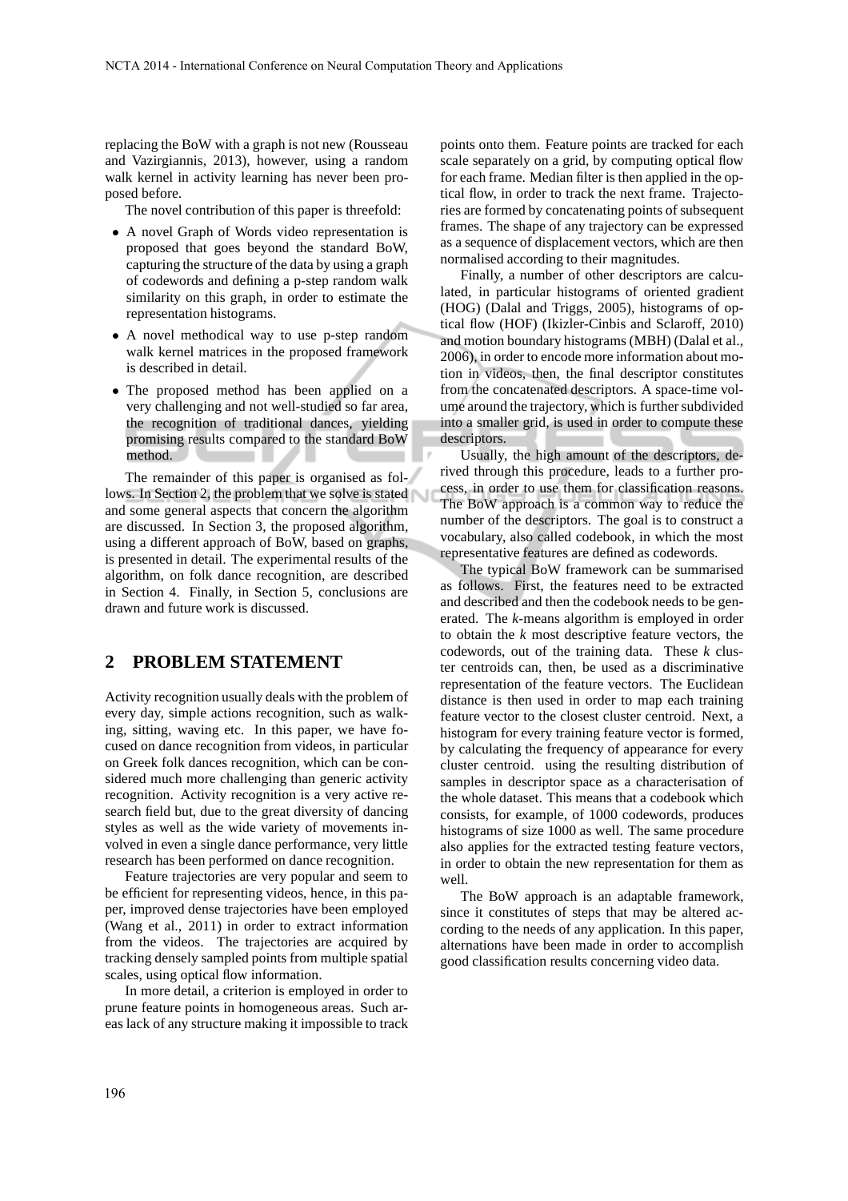replacing the BoW with a graph is not new (Rousseau and Vazirgiannis, 2013), however, using a random walk kernel in activity learning has never been proposed before.

The novel contribution of this paper is threefold:

- A novel Graph of Words video representation is proposed that goes beyond the standard BoW, capturing the structure of the data by using a graph of codewords and defining a p-step random walk similarity on this graph, in order to estimate the representation histograms.
- A novel methodical way to use p-step random walk kernel matrices in the proposed framework is described in detail.
- The proposed method has been applied on a very challenging and not well-studied so far area, the recognition of traditional dances, yielding promising results compared to the standard BoW method.

The remainder of this paper is organised as follows. In Section 2, the problem that we solve is stated and some general aspects that concern the algorithm are discussed. In Section 3, the proposed algorithm, using a different approach of BoW, based on graphs, is presented in detail. The experimental results of the algorithm, on folk dance recognition, are described in Section 4. Finally, in Section 5, conclusions are drawn and future work is discussed.

## 2 PROBLEM STATEMENT

Activity recognition usually deals with the problem of every day, simple actions recognition, such as walking, sitting, waving etc. In this paper, we have focused on dance recognition from videos, in particular on Greek folk dances recognition, which can be considered much more challenging than generic activity recognition. Activity recognition is a very active research field but, due to the great diversity of dancing styles as well as the wide variety of movements involved in even a single dance performance, very little research has been performed on dance recognition.

Feature trajectories are very popular and seem to be efficient for representing videos, hence, in this paper, improved dense trajectories have been employed (Wang et al., 2011) in order to extract information from the videos. The trajectories are acquired by tracking densely sampled points from multiple spatial scales, using optical flow information.

In more detail, a criterion is employed in order to prune feature points in homogeneous areas. Such areas lack of any structure making it impossible to track points onto them. Feature points are tracked for each scale separately on a grid, by computing optical flow for each frame. Median filter is then applied in the optical flow, in order to track the next frame. Trajectories are formed by concatenating points of subsequent frames. The shape of any trajectory can be expressed as a sequence of displacement vectors, which are then normalised according to their magnitudes.

Finally, a number of other descriptors are calculated, in particular histograms of oriented gradient (HOG) (Dalal and Triggs, 2005), histograms of optical flow (HOF) (Ikizler-Cinbis and Sclaroff, 2010) and motion boundary histograms (MBH) (Dalal et al., 2006), in order to encode more information about motion in videos, then, the final descriptor constitutes from the concatenated descriptors. A space-time volume around the trajectory, which is further subdivided into a smaller grid, is used in order to compute these descriptors.

Usually, the high amount of the descriptors, derived through this procedure, leads to a further process, in order to use them for classification reasons. The BoW approach is a common way to reduce the number of the descriptors. The goal is to construct a vocabulary, also called codebook, in which the most representative features are defined as codewords.

The typical BoW framework can be summarised as follows. First, the features need to be extracted and described and then the codebook needs to be generated. The *k*-means algorithm is employed in order to obtain the *k* most descriptive feature vectors, the codewords, out of the training data. These *k* cluster centroids can, then, be used as a discriminative representation of the feature vectors. The Euclidean distance is then used in order to map each training feature vector to the closest cluster centroid. Next, a histogram for every training feature vector is formed, by calculating the frequency of appearance for every cluster centroid. using the resulting distribution of samples in descriptor space as a characterisation of the whole dataset. This means that a codebook which consists, for example, of 1000 codewords, produces histograms of size 1000 as well. The same procedure also applies for the extracted testing feature vectors, in order to obtain the new representation for them as well.

The BoW approach is an adaptable framework, since it constitutes of steps that may be altered according to the needs of any application. In this paper, alternations have been made in order to accomplish good classification results concerning video data.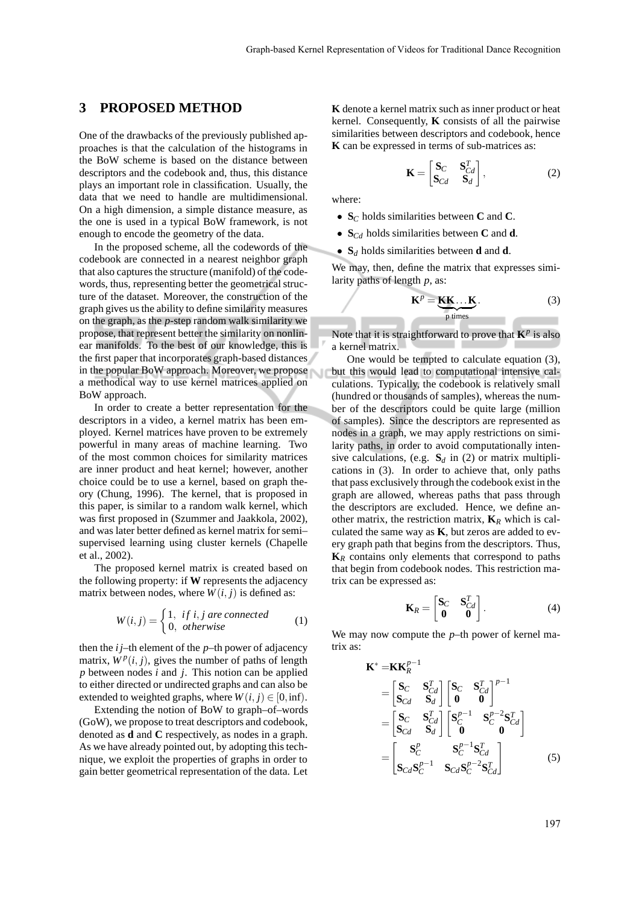## 3 PROPOSED METHOD

One of the drawbacks of the previously published approaches is that the calculation of the histograms in the BoW scheme is based on the distance between descriptors and the codebook and, thus, this distance plays an important role in classification. Usually, the data that we need to handle are multidimensional. On a high dimension, a simple distance measure, as the one is used in a typical BoW framework, is not enough to encode the geometry of the data.

In the proposed scheme, all the codewords of the codebook are connected in a nearest neighbor graph that also captures the structure (manifold) of the codewords, thus, representing better the geometrical structure of the dataset. Moreover, the construction of the graph gives us the ability to define similarity measures on the graph, as the $p$-step random walk similarity we propose, that represent better the similarity on nonlinear manifolds. To the best of our knowledge, this is the first paper that incorporates graph-based distances in the popular BoW approach. Moreover, we propose a methodical way to use kernel matrices applied on BoW approach.

In order to create a better representation for the descriptors in a video, a kernel matrix has been employed. Kernel matrices have proven to be extremely powerful in many areas of machine learning. Two of the most common choices for similarity matrices are inner product and heat kernel; however, another choice could be to use a kernel, based on graph theory (Chung, 1996). The kernel, that is proposed in this paper, is similar to a random walk kernel, which was first proposed in (Szummer and Jaakkola, 2002), and was later better defined as kernel matrix for semi–supervised learning using cluster kernels (Chapelle et al., 2002).

The proposed kernel matrix is created based on the following property: if $\mathbf{W}$ represents the adjacency matrix between nodes, where $W(i,j)$ is defined as:

$$W(i,j) = \begin{cases} 1, & if\ i,j\ are\ connected \\ 0, & otherwise \end{cases} \tag{1}$$

then the $ij$–th element of the $p$–th power of adjacency matrix, $W^p(i,j)$, gives the number of paths of length $p$ between nodes $i$ and $j$. This notion can be applied to either directed or undirected graphs and can also be extended to weighted graphs, where $W(i,j) \in [0, \inf)$.

Extending the notion of BoW to graph–of–words (GoW), we propose to treat descriptors and codebook, denoted as $\mathbf{d}$ and $\mathbf{C}$ respectively, as nodes in a graph. As we have already pointed out, by adopting this technique, we exploit the properties of graphs in order to gain better geometrical representation of the data. Let $\mathbf{K}$ denote a kernel matrix such as inner product or heat kernel. Consequently, $\mathbf{K}$ consists of all the pairwise similarities between descriptors and codebook, hence $\mathbf{K}$ can be expressed in terms of sub-matrices as:

$$\mathbf{K} = \begin{bmatrix} \mathbf{S}_C & \mathbf{S}_{Cd}^T \\ \mathbf{S}_{Cd} & \mathbf{S}_d \end{bmatrix}, \tag{2}$$

where:

- $\mathbf{S}_C$ holds similarities between $\mathbf{C}$ and $\mathbf{C}$.
- $\mathbf{S}_{Cd}$ holds similarities between $\mathbf{C}$ and $\mathbf{d}$.
- $\mathbf{S}_d$ holds similarities between $\mathbf{d}$ and $\mathbf{d}$.

We may, then, define the matrix that expresses similarity paths of length $p$, as:

$$\mathbf{K}^p = \underbrace{\mathbf{K}\mathbf{K}\ldots\mathbf{K}}_{\text{p times}}. \tag{3}$$

Note that it is straightforward to prove that $\mathbf{K}^p$ is also a kernel matrix.

One would be tempted to calculate equation (3), but this would lead to computational intensive calculations. Typically, the codebook is relatively small (hundred or thousands of samples), whereas the number of the descriptors could be quite large (million of samples). Since the descriptors are represented as nodes in a graph, we may apply restrictions on similarity paths, in order to avoid computationally intensive calculations, (e.g. $\mathbf{S}_d$ in (2) or matrix multiplications in (3). In order to achieve that, only paths that pass exclusively through the codebook exist in the graph are allowed, whereas paths that pass through the descriptors are excluded. Hence, we define another matrix, the restriction matrix, $\mathbf{K}_R$ which is calculated the same way as $\mathbf{K}$, but zeros are added to every graph path that begins from the descriptors. Thus, $\mathbf{K}_R$ contains only elements that correspond to paths that begin from codebook nodes. This restriction matrix can be expressed as:

$$\mathbf{K}_R = \begin{bmatrix} \mathbf{S}_C & \mathbf{S}_{Cd}^T \\ \mathbf{0} & \mathbf{0} \end{bmatrix}. \tag{4}$$

We may now compute the $p$–th power of kernel matrix as:

$$\begin{aligned} \mathbf{K}^* &= \mathbf{K}\mathbf{K}_R^{p-1} \\ &= \begin{bmatrix} \mathbf{S}_C & \mathbf{S}_{Cd}^T \\ \mathbf{S}_{Cd} & \mathbf{S}_d \end{bmatrix} \begin{bmatrix} \mathbf{S}_C & \mathbf{S}_{Cd}^T \\ \mathbf{0} & \mathbf{0} \end{bmatrix}^{p-1} \\ &= \begin{bmatrix} \mathbf{S}_C & \mathbf{S}_{Cd}^T \\ \mathbf{S}_{Cd} & \mathbf{S}_d \end{bmatrix} \begin{bmatrix} \mathbf{S}_C^{p-1} & \mathbf{S}_C^{p-2}\mathbf{S}_{Cd}^T \\ \mathbf{0} & \mathbf{0} \end{bmatrix} \\ &= \begin{bmatrix} \mathbf{S}_C^p & \mathbf{S}_C^{p-1}\mathbf{S}_{Cd}^T \\ \mathbf{S}_{Cd}\mathbf{S}_C^{p-1} & \mathbf{S}_{Cd}\mathbf{S}_C^{p-2}\mathbf{S}_{Cd}^T \end{bmatrix} \end{aligned} \tag{5}$$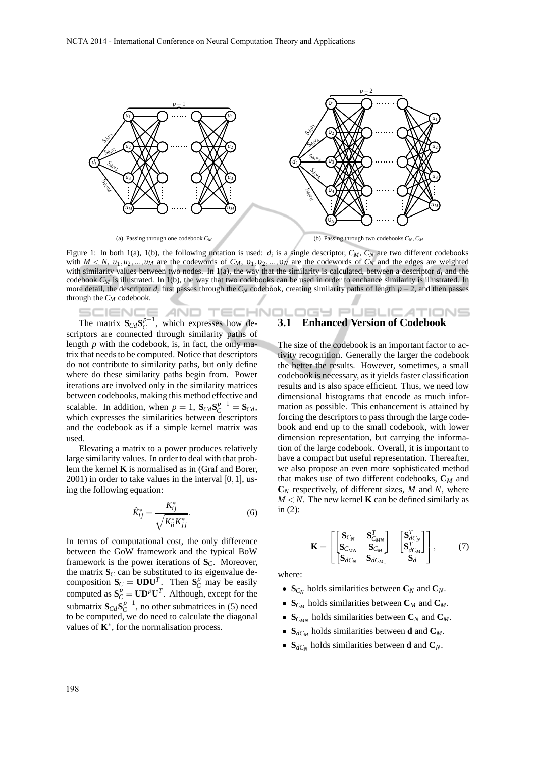(a) Passing through one codebook $C_M$

(b) Passing through two codebooks $C_N$, $C_M$

Figure 1: In both 1(a), 1(b), the following notation is used: $d_i$ is a single descriptor, $C_M$, $C_N$ are two different codebooks with $M < N$, $u_1, u_2, ..., u_M$ are the codewords of $C_M$, $\upsilon_1, \upsilon_2, ..., \upsilon_N$ are the codewords of $C_N$ and the edges are weighted with similarity values between two nodes. In 1(a), the way that the similarity is calculated, between a descriptor $d_i$ and the codebook $C_M$ is illustrated. In 1(b), the way that two codebooks can be used in order to enchance similarity is illustrated. In more detail, the descriptor $d_i$ first passes through the $C_N$ codebook, creating similarity paths of length $p-2$, and then passes through the $C_M$ codebook.

The matrix $\mathbf{S}_{Cd}\mathbf{S}_C^{p-1}$, which expresses how descriptors are connected through similarity paths of length $p$ with the codebook, is, in fact, the only matrix that needs to be computed. Notice that descriptors do not contribute to similarity paths, but only define where do these similarity paths begin from. Power iterations are involved only in the similarity matrices between codebooks, making this method effective and scalable. In addition, when $p = 1$, $\mathbf{S}_{Cd}\mathbf{S}_C^{p-1} = \mathbf{S}_{Cd}$, which expresses the similarities between descriptors and the codebook as if a simple kernel matrix was used.

Elevating a matrix to a power produces relatively large similarity values. In order to deal with that problem the kernel $\mathbf{K}$ is normalised as in (Graf and Borer, 2001) in order to take values in the interval $[0, 1]$, using the following equation:

$$\tilde{K}^*_{ij} = \frac{K^*_{ij}}{\sqrt{K^*_{ii}K^*_{jj}}}. \tag{6}$$

In terms of computational cost, the only difference between the GoW framework and the typical BoW framework is the power iterations of $\mathbf{S}_C$. Moreover, the matrix $\mathbf{S}_C$ can be substituted to its eigenvalue decomposition $\mathbf{S}_C = \mathbf{U}\mathbf{D}\mathbf{U}^T$. Then $\mathbf{S}_C^p$ may be easily computed as $\mathbf{S}_C^p = \mathbf{U}\mathbf{D}^p\mathbf{U}^T$. Although, except for the submatrix $\mathbf{S}_{Cd}\mathbf{S}_C^{p-1}$, no other submatrices in (5) need to be computed, we do need to calculate the diagonal values of $\mathbf{K}^*$, for the normalisation process.

### 3.1 Enhanced Version of Codebook

The size of the codebook is an important factor to activity recognition. Generally the larger the codebook the better the results. However, sometimes, a small codebook is necessary, as it yields faster classification results and is also space efficient. Thus, we need low dimensional histograms that encode as much information as possible. This enhancement is attained by forcing the descriptors to pass through the large codebook and end up to the small codebook, with lower dimension representation, but carrying the information of the large codebook. Overall, it is important to have a compact but useful representation. Thereafter, we also propose an even more sophisticated method that makes use of two different codebooks, $\mathbf{C}_M$ and $\mathbf{C}_N$ respectively, of different sizes, $M$ and $N$, where $M < N$. The new kernel $\mathbf{K}$ can be defined similarly as in (2):

$$\mathbf{K} = \begin{bmatrix} \begin{bmatrix} \mathbf{S}_{C_N} & \mathbf{S}_{C_{MN}}^T \\ \mathbf{S}_{C_{MN}} & \mathbf{S}_{C_M} \end{bmatrix} & \begin{bmatrix} \mathbf{S}_{dC_N}^T \\ \mathbf{S}_{dC_M}^T \end{bmatrix} \\ \begin{bmatrix} \mathbf{S}_{dC_N} & \mathbf{S}_{dC_M} \end{bmatrix} & \mathbf{S}_d \end{bmatrix}, \tag{7}$$

where:

- $\mathbf{S}_{C_N}$ holds similarities between $\mathbf{C}_N$ and $\mathbf{C}_N$.
- $\mathbf{S}_{C_M}$ holds similarities between $\mathbf{C}_M$ and $\mathbf{C}_M$.
- $\mathbf{S}_{C_{MN}}$ holds similarities between $\mathbf{C}_N$ and $\mathbf{C}_M$.
- $\mathbf{S}_{dC_M}$ holds similarities between $\mathbf{d}$ and $\mathbf{C}_M$.
- $\mathbf{S}_{dC_N}$ holds similarities between $\mathbf{d}$ and $\mathbf{C}_N$.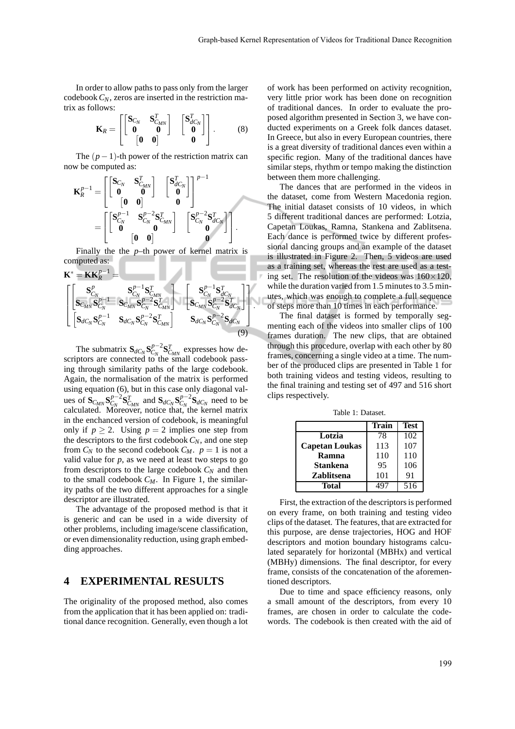In order to allow paths to pass only from the larger codebook $C_N$, zeros are inserted in the restriction matrix as follows:

$$\mathbf{K}_R = \begin{bmatrix} \begin{bmatrix} \mathbf{S}_{C_N} & \mathbf{S}_{C_{MN}}^T \\ \mathbf{0} & \mathbf{0} \end{bmatrix} & \begin{bmatrix} \mathbf{S}_{dC_N}^T \\ \mathbf{0} \end{bmatrix} \\ \begin{bmatrix} \mathbf{0} & \mathbf{0} \end{bmatrix} & \mathbf{0} \end{bmatrix}. \tag{8}$$

The $(p-1)$-th power of the restriction matrix can now be computed as:

$$\mathbf{K}_R^{p-1} = \begin{bmatrix} \begin{bmatrix} \mathbf{S}_{C_N} & \mathbf{S}_{C_{MN}}^T \\ \mathbf{0} & \mathbf{0} \end{bmatrix} & \begin{bmatrix} \mathbf{S}_{dC_N}^T \\ \mathbf{0} \end{bmatrix} \\ \begin{bmatrix} \mathbf{0} & \mathbf{0} \end{bmatrix} & \mathbf{0} \end{bmatrix}^{p-1}$$

$$= \begin{bmatrix} \begin{bmatrix} \mathbf{S}_{C_N}^{p-1} & \mathbf{S}_{C_N}^{p-2}\mathbf{S}_{C_{MN}}^T \\ \mathbf{0} & \mathbf{0} \end{bmatrix} & \begin{bmatrix} \mathbf{S}_{C_N}^{p-2}\mathbf{S}_{dC_N}^T \\ \mathbf{0} \end{bmatrix} \\ \begin{bmatrix} \mathbf{0} & \mathbf{0} \end{bmatrix} & \mathbf{0} \end{bmatrix}.$$

Finally the the $p$–th power of kernel matrix is computed as:

$$\mathbf{K}^* = \mathbf{K}\mathbf{K}_R^{p-1} =$$

$$\begin{bmatrix} \begin{bmatrix} \mathbf{S}_{C_N}^{p} & \mathbf{S}_{C_N}^{p-1}\mathbf{S}_{C_{MN}}^T \\ \mathbf{S}_{C_{MN}}\mathbf{S}_{C_N}^{p-1} & \mathbf{S}_{C_{MN}}\mathbf{S}_{C_N}^{p-2}\mathbf{S}_{C_{MN}}^T \end{bmatrix} & \begin{bmatrix} \mathbf{S}_{C_N}^{p-1}\mathbf{S}_{dC_N}^T \\ \mathbf{S}_{C_{MN}}\mathbf{S}_{C_N}^{p-2}\mathbf{S}_{dC_N}^T \end{bmatrix} \\ \begin{bmatrix} \mathbf{S}_{dC_N}\mathbf{S}_{C_N}^{p-1} & \mathbf{S}_{dC_N}\mathbf{S}_{C_N}^{p-2}\mathbf{S}_{C_{MN}}^T \end{bmatrix} & \mathbf{S}_{dC_N}\mathbf{S}_{C_N}^{p-2}\mathbf{S}_{dC_N} \end{bmatrix}. \tag{9}$$

The submatrix $\mathbf{S}_{dC_N}\mathbf{S}_{C_N}^{p-2}\mathbf{S}_{C_{MN}}^T$ expresses how descriptors are connected to the small codebook passing through similarity paths of the large codebook. Again, the normalisation of the matrix is performed using equation (6), but in this case only diagonal values of $\mathbf{S}_{C_{MN}}\mathbf{S}_{C_N}^{p-2}\mathbf{S}_{C_{MN}}^T$ and $\mathbf{S}_{dC_N}\mathbf{S}_{C_N}^{p-2}\mathbf{S}_{dC_N}$ need to be calculated. Moreover, notice that, the kernel matrix in the enchanced version of codebook, is meaningful only if $p \geq 2$. Using $p = 2$ implies one step from the descriptors to the first codebook $C_N$, and one step from $C_N$ to the second codebook $C_M$. $p = 1$ is not a valid value for $p$, as we need at least two steps to go from descriptors to the large codebook $C_N$ and then to the small codebook $C_M$. In Figure 1, the similarity paths of the two different approaches for a single descriptor are illustrated.

The advantage of the proposed method is that it is generic and can be used in a wide diversity of other problems, including image/scene classification, or even dimensionality reduction, using graph embedding approaches.

## 4 EXPERIMENTAL RESULTS

The originality of the proposed method, also comes from the application that it has been applied on: traditional dance recognition. Generally, even though a lot of work has been performed on activity recognition, very little prior work has been done on recognition of traditional dances. In order to evaluate the proposed algorithm presented in Section 3, we have conducted experiments on a Greek folk dances dataset. In Greece, but also in every European countries, there is a great diversity of traditional dances even within a specific region. Many of the traditional dances have similar steps, rhythm or tempo making the distinction between them more challenging.

The dances that are performed in the videos in the dataset, come from Western Macedonia region. The initial dataset consists of 10 videos, in which 5 different traditional dances are performed: Lotzia, Capetan Loukas, Ramna, Stankena and Zablitsena. Each dance is performed twice by different professional dancing groups and an example of the dataset is illustrated in Figure 2. Then, 5 videos are used as a training set, whereas the rest are used as a testing set. The resolution of the videos was $160\times120$, while the duration varied from 1.5 minutes to 3.5 minutes, which was enough to complete a full sequence of steps more than 10 times in each performance.

The final dataset is formed by temporally segmenting each of the videos into smaller clips of 100 frames duration. The new clips, that are obtained through this procedure, overlap with each other by 80 frames, concerning a single video at a time. The number of the produced clips are presented in Table 1 for both training videos and testing videos, resulting to the final training and testing set of 497 and 516 short clips respectively.

Table 1: Dataset.

| | **Train** | **Test** |
|---|---|---|
| **Lotzia** | 78 | 102 |
| **Capetan Loukas** | 113 | 107 |
| **Ramna** | 110 | 110 |
| **Stankena** | 95 | 106 |
| **Zablitsena** | 101 | 91 |
| **Total** | 497 | 516 |

First, the extraction of the descriptors is performed on every frame, on both training and testing video clips of the dataset. The features, that are extracted for this purpose, are dense trajectories, HOG and HOF descriptors and motion boundary histograms calculated separately for horizontal (MBHx) and vertical (MBHy) dimensions. The final descriptor, for every frame, consists of the concatenation of the aforementioned descriptors.

Due to time and space efficiency reasons, only a small amount of the descriptors, from every 10 frames, are chosen in order to calculate the codewords. The codebook is then created with the aid of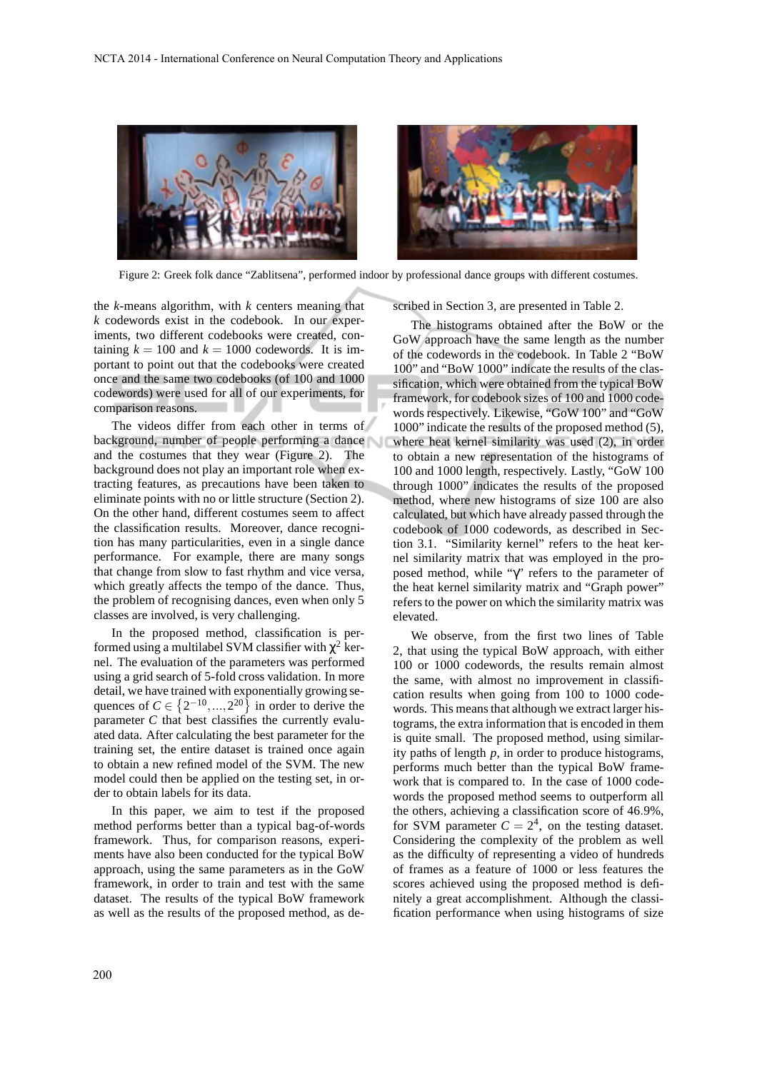Figure 2: Greek folk dance "Zablitsena", performed indoor by professional dance groups with different costumes.

the $k$-means algorithm, with $k$ centers meaning that $k$ codewords exist in the codebook. In our experiments, two different codebooks were created, containing $k = 100$ and $k = 1000$ codewords. It is important to point out that the codebooks were created once and the same two codebooks (of 100 and 1000 codewords) were used for all of our experiments, for comparison reasons.

The videos differ from each other in terms of background, number of people performing a dance and the costumes that they wear (Figure 2). The background does not play an important role when extracting features, as precautions have been taken to eliminate points with no or little structure (Section 2). On the other hand, different costumes seem to affect the classification results. Moreover, dance recognition has many particularities, even in a single dance performance. For example, there are many songs that change from slow to fast rhythm and vice versa, which greatly affects the tempo of the dance. Thus, the problem of recognising dances, even when only 5 classes are involved, is very challenging.

In the proposed method, classification is performed using a multilabel SVM classifier with $\chi^2$ kernel. The evaluation of the parameters was performed using a grid search of 5-fold cross validation. In more detail, we have trained with exponentially growing sequences of $C \in \{2^{-10}, ..., 2^{20}\}$ in order to derive the parameter $C$ that best classifies the currently evaluated data. After calculating the best parameter for the training set, the entire dataset is trained once again to obtain a new refined model of the SVM. The new model could then be applied on the testing set, in order to obtain labels for its data.

In this paper, we aim to test if the proposed method performs better than a typical bag-of-words framework. Thus, for comparison reasons, experiments have also been conducted for the typical BoW approach, using the same parameters as in the GoW framework, in order to train and test with the same dataset. The results of the typical BoW framework as well as the results of the proposed method, as described in Section 3, are presented in Table 2.

The histograms obtained after the BoW or the GoW approach have the same length as the number of the codewords in the codebook. In Table 2 "BoW 100" and "BoW 1000" indicate the results of the classification, which were obtained from the typical BoW framework, for codebook sizes of 100 and 1000 codewords respectively. Likewise, "GoW 100" and "GoW 1000" indicate the results of the proposed method (5), where heat kernel similarity was used (2), in order to obtain a new representation of the histograms of 100 and 1000 length, respectively. Lastly, "GoW 100 through 1000" indicates the results of the proposed method, where new histograms of size 100 are also calculated, but which have already passed through the codebook of 1000 codewords, as described in Section 3.1. "Similarity kernel" refers to the heat kernel similarity matrix that was employed in the proposed method, while "$\gamma$" refers to the parameter of the heat kernel similarity matrix and "Graph power" refers to the power on which the similarity matrix was elevated.

We observe, from the first two lines of Table 2, that using the typical BoW approach, with either 100 or 1000 codewords, the results remain almost the same, with almost no improvement in classification results when going from 100 to 1000 codewords. This means that although we extract larger histograms, the extra information that is encoded in them is quite small. The proposed method, using similarity paths of length $p$, in order to produce histograms, performs much better than the typical BoW framework that is compared to. In the case of 1000 codewords the proposed method seems to outperform all the others, achieving a classification score of 46.9%, for SVM parameter $C = 2^4$, on the testing dataset. Considering the complexity of the problem as well as the difficulty of representing a video of hundreds of frames as a feature of 1000 or less features the scores achieved using the proposed method is definitely a great accomplishment. Although the classification performance when using histograms of size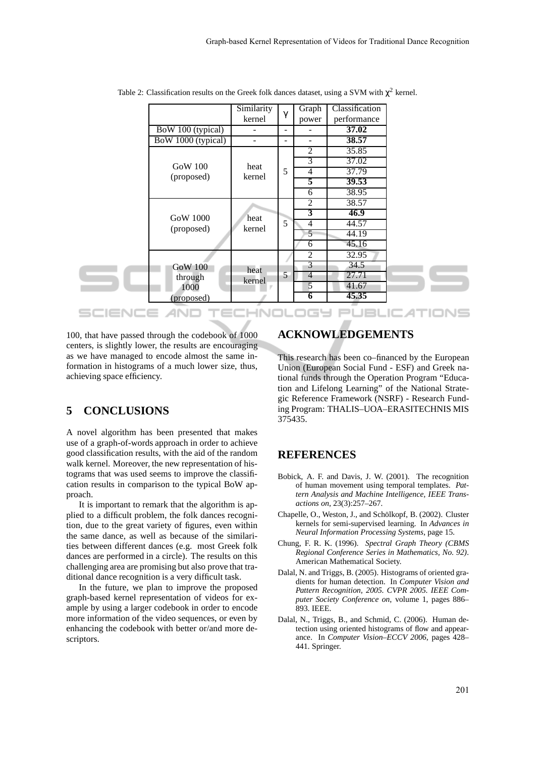Table 2: Classification results on the Greek folk dances dataset, using a SVM with $\chi^2$ kernel.

| | Similarity kernel | $\gamma$ | Graph power | Classification performance |
|---|---|---|---|---|
| BoW 100 (typical) | - | - | - | **37.02** |
| BoW 1000 (typical) | - | - | - | **38.57** |
| GoW 100 (proposed) | heat kernel | 5 | 2 | 35.85 |
| | | | 3 | 37.02 |
| | | | 4 | 37.79 |
| | | | **5** | **39.53** |
| | | | 6 | 38.95 |
| GoW 1000 (proposed) | heat kernel | 5 | 2 | 38.57 |
| | | | **3** | **46.9** |
| | | | 4 | 44.57 |
| | | | 5 | 44.19 |
| | | | 6 | 45.16 |
| GoW 100 through 1000 (proposed) | heat kernel | 5 | 2 | 32.95 |
| | | | 3 | 34.5 |
| | | | 4 | 27.71 |
| | | | 5 | 41.67 |
| | | | **6** | **45.35** |

100, that have passed through the codebook of 1000 centers, is slightly lower, the results are encouraging as we have managed to encode almost the same information in histograms of a much lower size, thus, achieving space efficiency.

## 5 CONCLUSIONS

A novel algorithm has been presented that makes use of a graph-of-words approach in order to achieve good classification results, with the aid of the random walk kernel. Moreover, the new representation of histograms that was used seems to improve the classification results in comparison to the typical BoW approach.

It is important to remark that the algorithm is applied to a difficult problem, the folk dances recognition, due to the great variety of figures, even within the same dance, as well as because of the similarities between different dances (e.g. most Greek folk dances are performed in a circle). The results on this challenging area are promising but also prove that traditional dance recognition is a very difficult task.

In the future, we plan to improve the proposed graph-based kernel representation of videos for example by using a larger codebook in order to encode more information of the video sequences, or even by enhancing the codebook with better or/and more descriptors.

## ACKNOWLEDGEMENTS

This research has been co–financed by the European Union (European Social Fund - ESF) and Greek national funds through the Operation Program "Education and Lifelong Learning" of the National Strategic Reference Framework (NSRF) - Research Funding Program: THALIS–UOA–ERASITECHNIS MIS 375435.

## REFERENCES

Bobick, A. F. and Davis, J. W. (2001). The recognition of human movement using temporal templates. *Pattern Analysis and Machine Intelligence, IEEE Transactions on*, 23(3):257–267.

Chapelle, O., Weston, J., and Schölkopf, B. (2002). Cluster kernels for semi-supervised learning. In *Advances in Neural Information Processing Systems*, page 15.

Chung, F. R. K. (1996). *Spectral Graph Theory (CBMS Regional Conference Series in Mathematics, No. 92)*. American Mathematical Society.

Dalal, N. and Triggs, B. (2005). Histograms of oriented gradients for human detection. In *Computer Vision and Pattern Recognition, 2005. CVPR 2005. IEEE Computer Society Conference on*, volume 1, pages 886–893. IEEE.

Dalal, N., Triggs, B., and Schmid, C. (2006). Human detection using oriented histograms of flow and appearance. In *Computer Vision–ECCV 2006*, pages 428–441. Springer.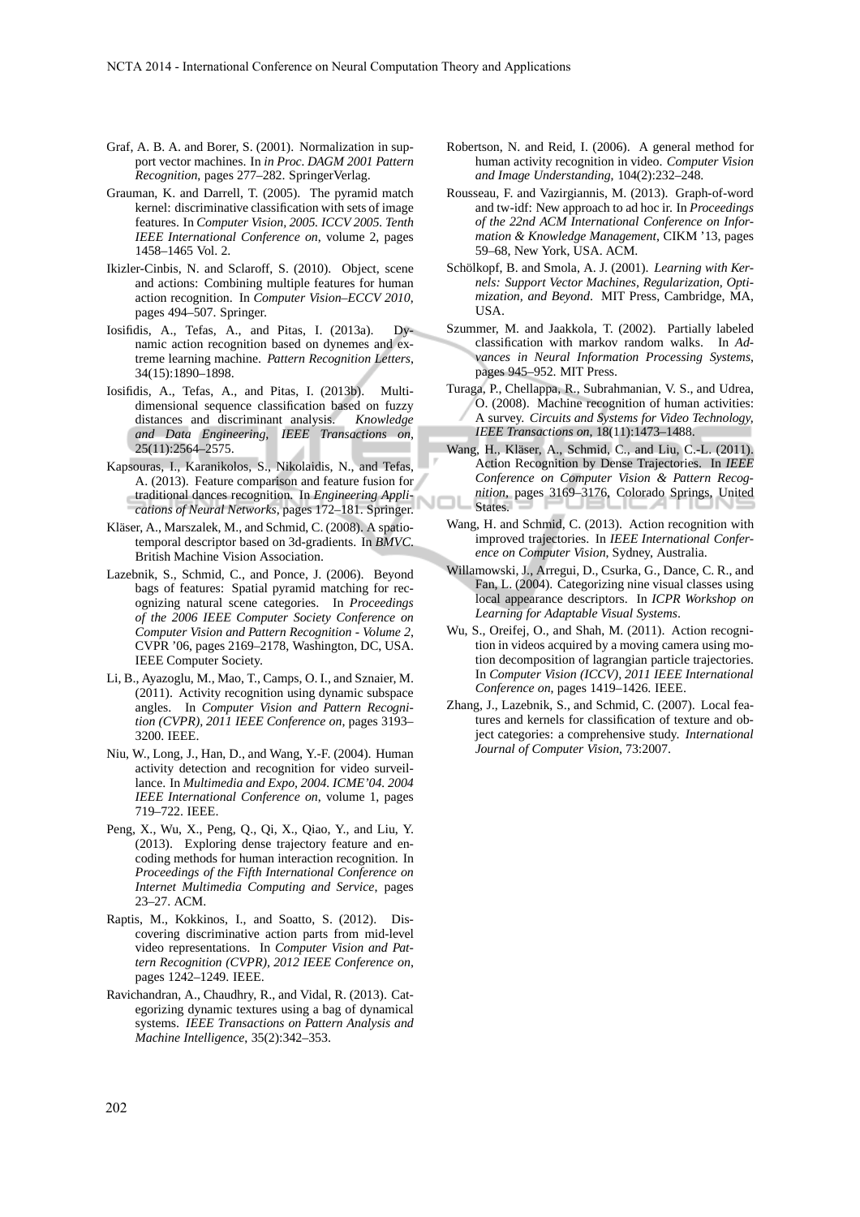Graf, A. B. A. and Borer, S. (2001). Normalization in support vector machines. In *in Proc. DAGM 2001 Pattern Recognition*, pages 277–282. SpringerVerlag.

Grauman, K. and Darrell, T. (2005). The pyramid match kernel: discriminative classification with sets of image features. In *Computer Vision, 2005. ICCV 2005. Tenth IEEE International Conference on*, volume 2, pages 1458–1465 Vol. 2.

Ikizler-Cinbis, N. and Sclaroff, S. (2010). Object, scene and actions: Combining multiple features for human action recognition. In *Computer Vision–ECCV 2010*, pages 494–507. Springer.

Iosifidis, A., Tefas, A., and Pitas, I. (2013a). Dynamic action recognition based on dynemes and extreme learning machine. *Pattern Recognition Letters*, 34(15):1890–1898.

Iosifidis, A., Tefas, A., and Pitas, I. (2013b). Multidimensional sequence classification based on fuzzy distances and discriminant analysis. *Knowledge and Data Engineering, IEEE Transactions on*, 25(11):2564–2575.

Kapsouras, I., Karanikolos, S., Nikolaidis, N., and Tefas, A. (2013). Feature comparison and feature fusion for traditional dances recognition. In *Engineering Applications of Neural Networks*, pages 172–181. Springer.

Kläser, A., Marszalek, M., and Schmid, C. (2008). A spatio-temporal descriptor based on 3d-gradients. In *BMVC*. British Machine Vision Association.

Lazebnik, S., Schmid, C., and Ponce, J. (2006). Beyond bags of features: Spatial pyramid matching for recognizing natural scene categories. In *Proceedings of the 2006 IEEE Computer Society Conference on Computer Vision and Pattern Recognition - Volume 2*, CVPR '06, pages 2169–2178, Washington, DC, USA. IEEE Computer Society.

Li, B., Ayazoglu, M., Mao, T., Camps, O. I., and Sznaier, M. (2011). Activity recognition using dynamic subspace angles. In *Computer Vision and Pattern Recognition (CVPR), 2011 IEEE Conference on*, pages 3193–3200. IEEE.

Niu, W., Long, J., Han, D., and Wang, Y.-F. (2004). Human activity detection and recognition for video surveillance. In *Multimedia and Expo, 2004. ICME'04. 2004 IEEE International Conference on*, volume 1, pages 719–722. IEEE.

Peng, X., Wu, X., Peng, Q., Qi, X., Qiao, Y., and Liu, Y. (2013). Exploring dense trajectory feature and encoding methods for human interaction recognition. In *Proceedings of the Fifth International Conference on Internet Multimedia Computing and Service*, pages 23–27. ACM.

Raptis, M., Kokkinos, I., and Soatto, S. (2012). Discovering discriminative action parts from mid-level video representations. In *Computer Vision and Pattern Recognition (CVPR), 2012 IEEE Conference on*, pages 1242–1249. IEEE.

Ravichandran, A., Chaudhry, R., and Vidal, R. (2013). Categorizing dynamic textures using a bag of dynamical systems. *IEEE Transactions on Pattern Analysis and Machine Intelligence*, 35(2):342–353.

Robertson, N. and Reid, I. (2006). A general method for human activity recognition in video. *Computer Vision and Image Understanding*, 104(2):232–248.

Rousseau, F. and Vazirgiannis, M. (2013). Graph-of-word and tw-idf: New approach to ad hoc ir. In *Proceedings of the 22nd ACM International Conference on Information & Knowledge Management*, CIKM '13, pages 59–68, New York, USA. ACM.

Schölkopf, B. and Smola, A. J. (2001). *Learning with Kernels: Support Vector Machines, Regularization, Optimization, and Beyond*. MIT Press, Cambridge, MA, USA.

Szummer, M. and Jaakkola, T. (2002). Partially labeled classification with markov random walks. In *Advances in Neural Information Processing Systems*, pages 945–952. MIT Press.

Turaga, P., Chellappa, R., Subrahmanian, V. S., and Udrea, O. (2008). Machine recognition of human activities: A survey. *Circuits and Systems for Video Technology, IEEE Transactions on*, 18(11):1473–1488.

Wang, H., Kläser, A., Schmid, C., and Liu, C.-L. (2011). Action Recognition by Dense Trajectories. In *IEEE Conference on Computer Vision & Pattern Recognition*, pages 3169–3176, Colorado Springs, United States.

Wang, H. and Schmid, C. (2013). Action recognition with improved trajectories. In *IEEE International Conference on Computer Vision*, Sydney, Australia.

Willamowski, J., Arregui, D., Csurka, G., Dance, C. R., and Fan, L. (2004). Categorizing nine visual classes using local appearance descriptors. In *ICPR Workshop on Learning for Adaptable Visual Systems*.

Wu, S., Oreifej, O., and Shah, M. (2011). Action recognition in videos acquired by a moving camera using motion decomposition of lagrangian particle trajectories. In *Computer Vision (ICCV), 2011 IEEE International Conference on*, pages 1419–1426. IEEE.

Zhang, J., Lazebnik, S., and Schmid, C. (2007). Local features and kernels for classification of texture and object categories: a comprehensive study. *International Journal of Computer Vision*, 73:2007.